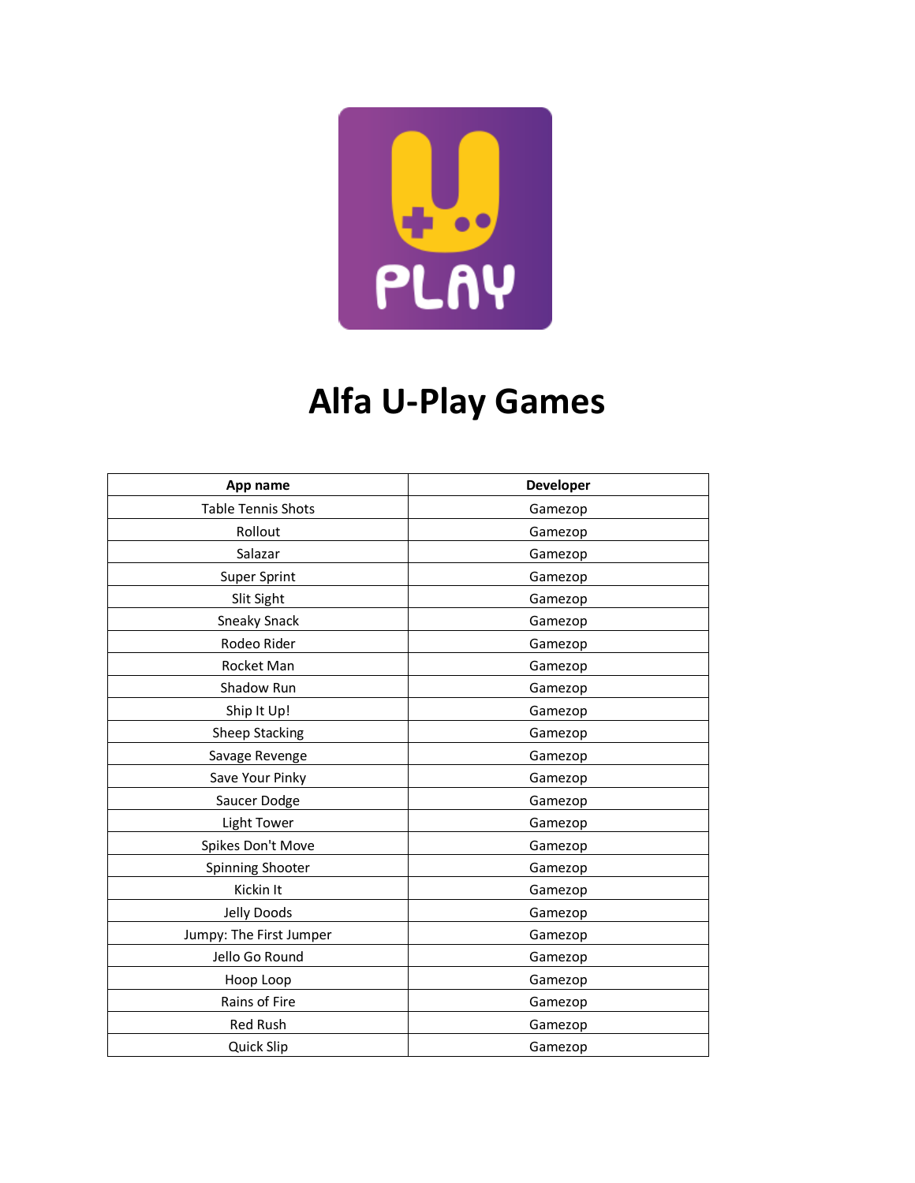# Alfa U-Play Games

| App name | Developer |
|---|---|
| Table Tennis Shots | Gamezop |
| Rollout | Gamezop |
| Salazar | Gamezop |
| Super Sprint | Gamezop |
| Slit Sight | Gamezop |
| Sneaky Snack | Gamezop |
| Rodeo Rider | Gamezop |
| Rocket Man | Gamezop |
| Shadow Run | Gamezop |
| Ship It Up! | Gamezop |
| Sheep Stacking | Gamezop |
| Savage Revenge | Gamezop |
| Save Your Pinky | Gamezop |
| Saucer Dodge | Gamezop |
| Light Tower | Gamezop |
| Spikes Don't Move | Gamezop |
| Spinning Shooter | Gamezop |
| Kickin It | Gamezop |
| Jelly Doods | Gamezop |
| Jumpy: The First Jumper | Gamezop |
| Jello Go Round | Gamezop |
| Hoop Loop | Gamezop |
| Rains of Fire | Gamezop |
| Red Rush | Gamezop |
| Quick Slip | Gamezop |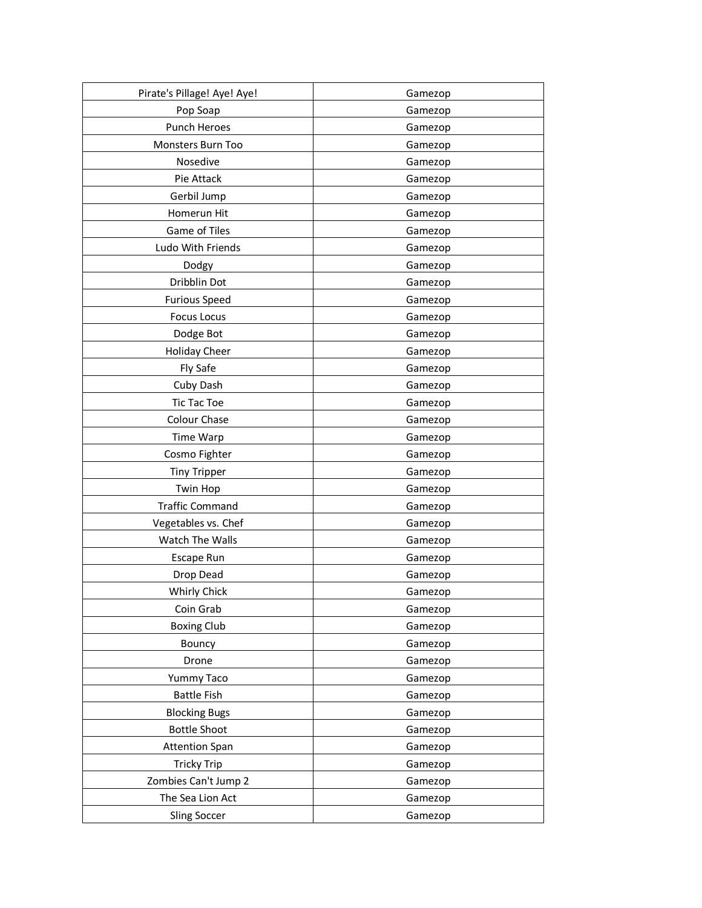| | |
|---|---|
| Pirate's Pillage! Aye! Aye! | Gamezop |
| Pop Soap | Gamezop |
| Punch Heroes | Gamezop |
| Monsters Burn Too | Gamezop |
| Nosedive | Gamezop |
| Pie Attack | Gamezop |
| Gerbil Jump | Gamezop |
| Homerun Hit | Gamezop |
| Game of Tiles | Gamezop |
| Ludo With Friends | Gamezop |
| Dodgy | Gamezop |
| Dribblin Dot | Gamezop |
| Furious Speed | Gamezop |
| Focus Locus | Gamezop |
| Dodge Bot | Gamezop |
| Holiday Cheer | Gamezop |
| Fly Safe | Gamezop |
| Cuby Dash | Gamezop |
| Tic Tac Toe | Gamezop |
| Colour Chase | Gamezop |
| Time Warp | Gamezop |
| Cosmo Fighter | Gamezop |
| Tiny Tripper | Gamezop |
| Twin Hop | Gamezop |
| Traffic Command | Gamezop |
| Vegetables vs. Chef | Gamezop |
| Watch The Walls | Gamezop |
| Escape Run | Gamezop |
| Drop Dead | Gamezop |
| Whirly Chick | Gamezop |
| Coin Grab | Gamezop |
| Boxing Club | Gamezop |
| Bouncy | Gamezop |
| Drone | Gamezop |
| Yummy Taco | Gamezop |
| Battle Fish | Gamezop |
| Blocking Bugs | Gamezop |
| Bottle Shoot | Gamezop |
| Attention Span | Gamezop |
| Tricky Trip | Gamezop |
| Zombies Can't Jump 2 | Gamezop |
| The Sea Lion Act | Gamezop |
| Sling Soccer | Gamezop |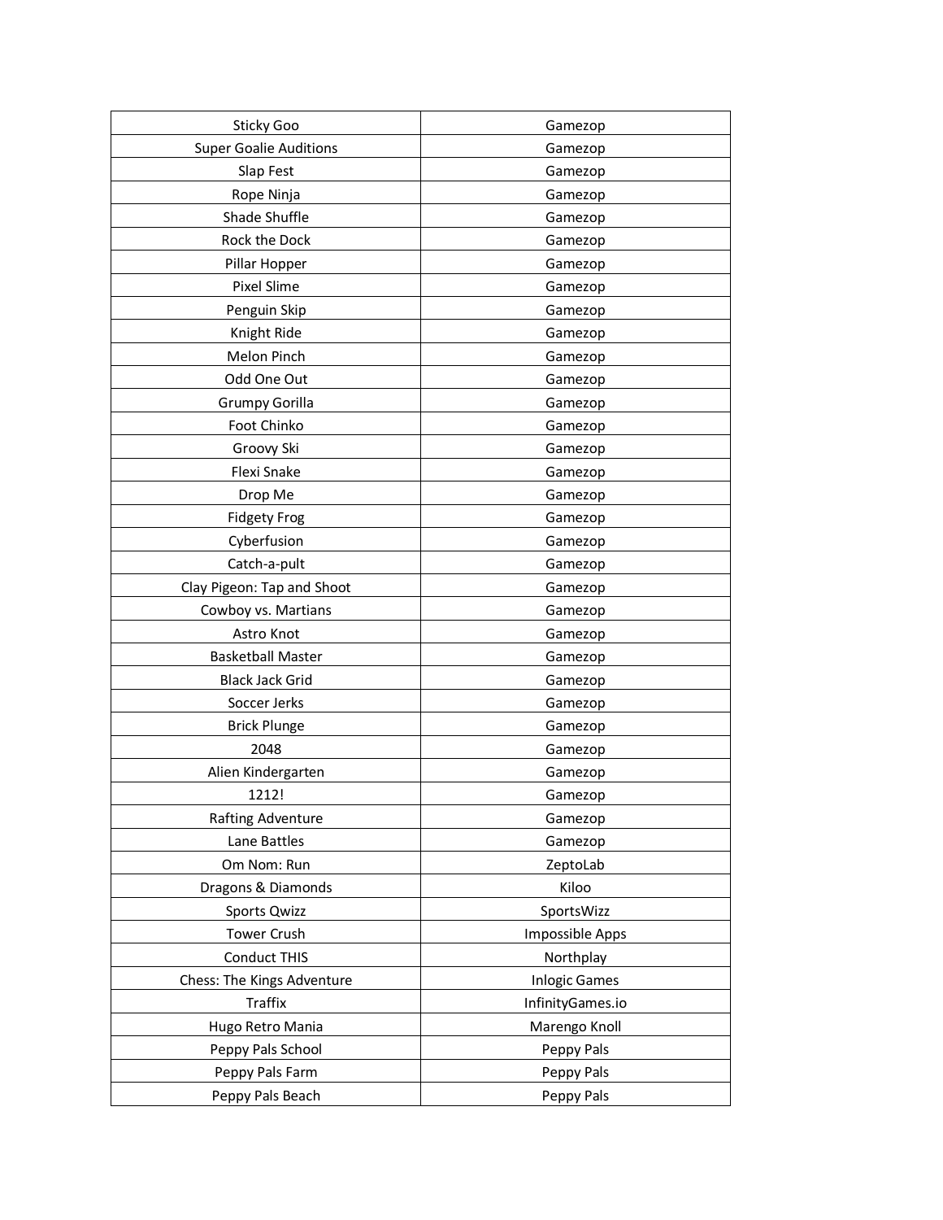| | |
|---|---|
| Sticky Goo | Gamezop |
| Super Goalie Auditions | Gamezop |
| Slap Fest | Gamezop |
| Rope Ninja | Gamezop |
| Shade Shuffle | Gamezop |
| Rock the Dock | Gamezop |
| Pillar Hopper | Gamezop |
| Pixel Slime | Gamezop |
| Penguin Skip | Gamezop |
| Knight Ride | Gamezop |
| Melon Pinch | Gamezop |
| Odd One Out | Gamezop |
| Grumpy Gorilla | Gamezop |
| Foot Chinko | Gamezop |
| Groovy Ski | Gamezop |
| Flexi Snake | Gamezop |
| Drop Me | Gamezop |
| Fidgety Frog | Gamezop |
| Cyberfusion | Gamezop |
| Catch-a-pult | Gamezop |
| Clay Pigeon: Tap and Shoot | Gamezop |
| Cowboy vs. Martians | Gamezop |
| Astro Knot | Gamezop |
| Basketball Master | Gamezop |
| Black Jack Grid | Gamezop |
| Soccer Jerks | Gamezop |
| Brick Plunge | Gamezop |
| 2048 | Gamezop |
| Alien Kindergarten | Gamezop |
| 1212! | Gamezop |
| Rafting Adventure | Gamezop |
| Lane Battles | Gamezop |
| Om Nom: Run | ZeptoLab |
| Dragons & Diamonds | Kiloo |
| Sports Qwizz | SportsWizz |
| Tower Crush | Impossible Apps |
| Conduct THIS | Northplay |
| Chess: The Kings Adventure | Inlogic Games |
| Traffix | InfinityGames.io |
| Hugo Retro Mania | Marengo Knoll |
| Peppy Pals School | Peppy Pals |
| Peppy Pals Farm | Peppy Pals |
| Peppy Pals Beach | Peppy Pals |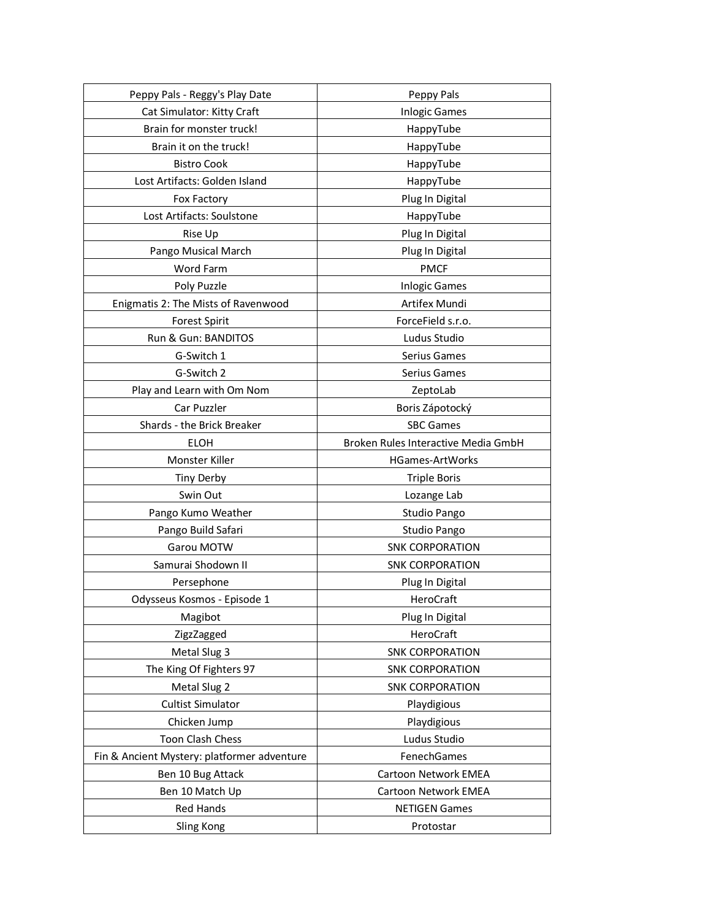| Peppy Pals - Reggy's Play Date | Peppy Pals |
|---|---|
| Cat Simulator: Kitty Craft | Inlogic Games |
| Brain for monster truck! | HappyTube |
| Brain it on the truck! | HappyTube |
| Bistro Cook | HappyTube |
| Lost Artifacts: Golden Island | HappyTube |
| Fox Factory | Plug In Digital |
| Lost Artifacts: Soulstone | HappyTube |
| Rise Up | Plug In Digital |
| Pango Musical March | Plug In Digital |
| Word Farm | PMCF |
| Poly Puzzle | Inlogic Games |
| Enigmatis 2: The Mists of Ravenwood | Artifex Mundi |
| Forest Spirit | ForceField s.r.o. |
| Run & Gun: BANDITOS | Ludus Studio |
| G-Switch 1 | Serius Games |
| G-Switch 2 | Serius Games |
| Play and Learn with Om Nom | ZeptoLab |
| Car Puzzler | Boris Zápotocký |
| Shards - the Brick Breaker | SBC Games |
| ELOH | Broken Rules Interactive Media GmbH |
| Monster Killer | HGames-ArtWorks |
| Tiny Derby | Triple Boris |
| Swin Out | Lozange Lab |
| Pango Kumo Weather | Studio Pango |
| Pango Build Safari | Studio Pango |
| Garou MOTW | SNK CORPORATION |
| Samurai Shodown II | SNK CORPORATION |
| Persephone | Plug In Digital |
| Odysseus Kosmos - Episode 1 | HeroCraft |
| Magibot | Plug In Digital |
| ZigzZagged | HeroCraft |
| Metal Slug 3 | SNK CORPORATION |
| The King Of Fighters 97 | SNK CORPORATION |
| Metal Slug 2 | SNK CORPORATION |
| Cultist Simulator | Playdigious |
| Chicken Jump | Playdigious |
| Toon Clash Chess | Ludus Studio |
| Fin & Ancient Mystery: platformer adventure | FenechGames |
| Ben 10 Bug Attack | Cartoon Network EMEA |
| Ben 10 Match Up | Cartoon Network EMEA |
| Red Hands | NETIGEN Games |
| Sling Kong | Protostar |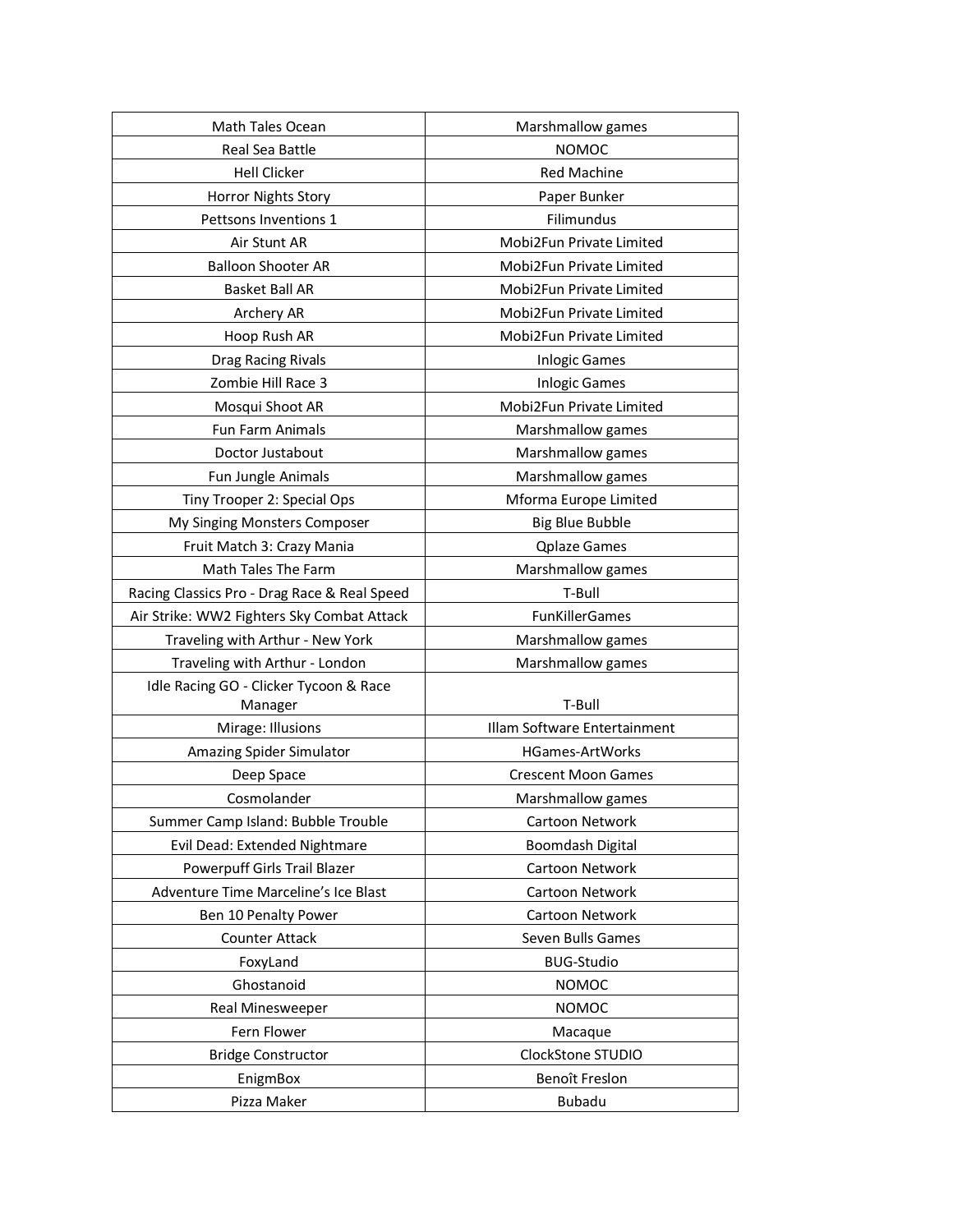| Math Tales Ocean | Marshmallow games |
|---|---|
| Real Sea Battle | NOMOC |
| Hell Clicker | Red Machine |
| Horror Nights Story | Paper Bunker |
| Pettsons Inventions 1 | Filimundus |
| Air Stunt AR | Mobi2Fun Private Limited |
| Balloon Shooter AR | Mobi2Fun Private Limited |
| Basket Ball AR | Mobi2Fun Private Limited |
| Archery AR | Mobi2Fun Private Limited |
| Hoop Rush AR | Mobi2Fun Private Limited |
| Drag Racing Rivals | Inlogic Games |
| Zombie Hill Race 3 | Inlogic Games |
| Mosqui Shoot AR | Mobi2Fun Private Limited |
| Fun Farm Animals | Marshmallow games |
| Doctor Justabout | Marshmallow games |
| Fun Jungle Animals | Marshmallow games |
| Tiny Trooper 2: Special Ops | Mforma Europe Limited |
| My Singing Monsters Composer | Big Blue Bubble |
| Fruit Match 3: Crazy Mania | Qplaze Games |
| Math Tales The Farm | Marshmallow games |
| Racing Classics Pro - Drag Race & Real Speed | T-Bull |
| Air Strike: WW2 Fighters Sky Combat Attack | FunKillerGames |
| Traveling with Arthur - New York | Marshmallow games |
| Traveling with Arthur - London | Marshmallow games |
| Idle Racing GO - Clicker Tycoon & Race Manager | T-Bull |
| Mirage: Illusions | Illam Software Entertainment |
| Amazing Spider Simulator | HGames-ArtWorks |
| Deep Space | Crescent Moon Games |
| Cosmolander | Marshmallow games |
| Summer Camp Island: Bubble Trouble | Cartoon Network |
| Evil Dead: Extended Nightmare | Boomdash Digital |
| Powerpuff Girls Trail Blazer | Cartoon Network |
| Adventure Time Marceline's Ice Blast | Cartoon Network |
| Ben 10 Penalty Power | Cartoon Network |
| Counter Attack | Seven Bulls Games |
| FoxyLand | BUG-Studio |
| Ghostanoid | NOMOC |
| Real Minesweeper | NOMOC |
| Fern Flower | Macaque |
| Bridge Constructor | ClockStone STUDIO |
| EnigmBox | Benoît Freslon |
| Pizza Maker | Bubadu |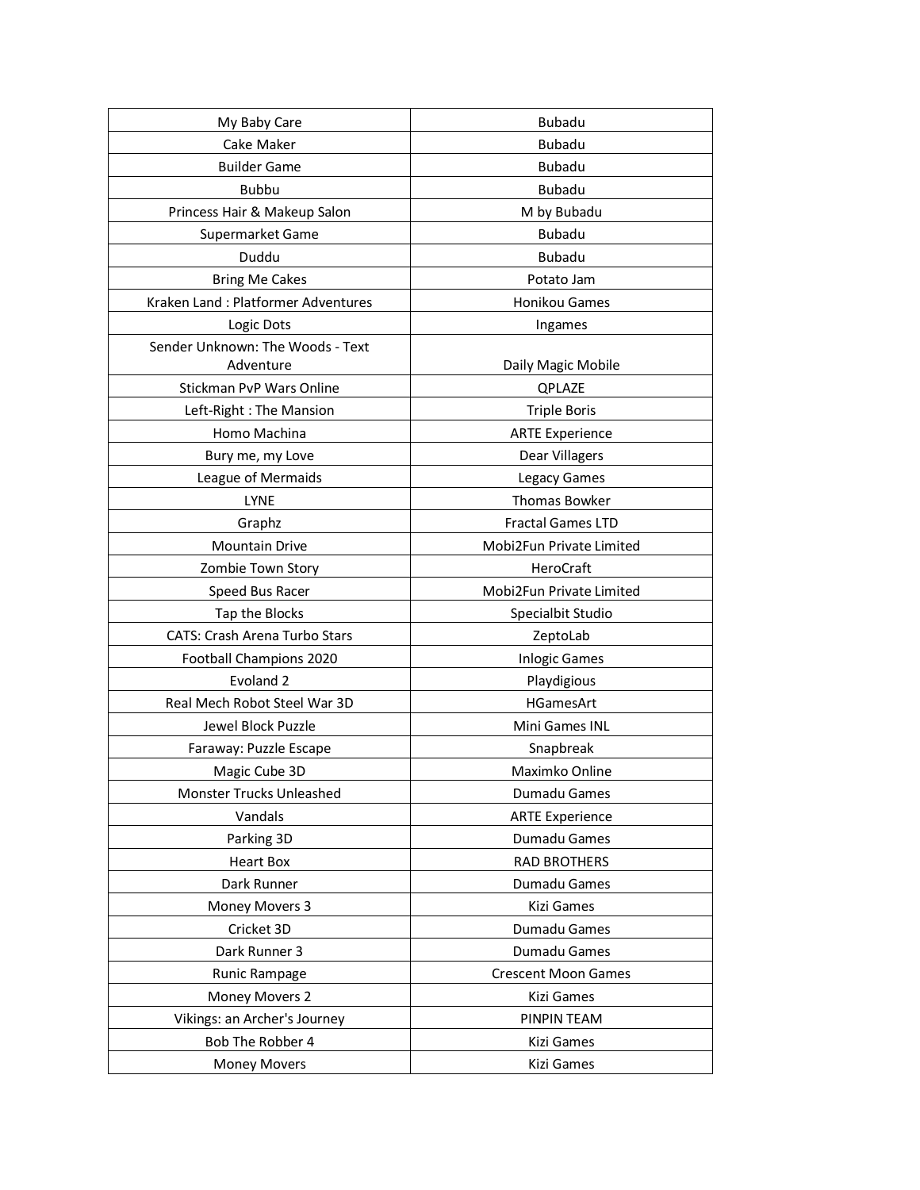| | |
|---|---|
| My Baby Care | Bubadu |
| Cake Maker | Bubadu |
| Builder Game | Bubadu |
| Bubbu | Bubadu |
| Princess Hair & Makeup Salon | M by Bubadu |
| Supermarket Game | Bubadu |
| Duddu | Bubadu |
| Bring Me Cakes | Potato Jam |
| Kraken Land : Platformer Adventures | Honikou Games |
| Logic Dots | Ingames |
| Sender Unknown: The Woods - Text Adventure | Daily Magic Mobile |
| Stickman PvP Wars Online | QPLAZE |
| Left-Right : The Mansion | Triple Boris |
| Homo Machina | ARTE Experience |
| Bury me, my Love | Dear Villagers |
| League of Mermaids | Legacy Games |
| LYNE | Thomas Bowker |
| Graphz | Fractal Games LTD |
| Mountain Drive | Mobi2Fun Private Limited |
| Zombie Town Story | HeroCraft |
| Speed Bus Racer | Mobi2Fun Private Limited |
| Tap the Blocks | Specialbit Studio |
| CATS: Crash Arena Turbo Stars | ZeptoLab |
| Football Champions 2020 | Inlogic Games |
| Evoland 2 | Playdigious |
| Real Mech Robot Steel War 3D | HGamesArt |
| Jewel Block Puzzle | Mini Games INL |
| Faraway: Puzzle Escape | Snapbreak |
| Magic Cube 3D | Maximko Online |
| Monster Trucks Unleashed | Dumadu Games |
| Vandals | ARTE Experience |
| Parking 3D | Dumadu Games |
| Heart Box | RAD BROTHERS |
| Dark Runner | Dumadu Games |
| Money Movers 3 | Kizi Games |
| Cricket 3D | Dumadu Games |
| Dark Runner 3 | Dumadu Games |
| Runic Rampage | Crescent Moon Games |
| Money Movers 2 | Kizi Games |
| Vikings: an Archer's Journey | PINPIN TEAM |
| Bob The Robber 4 | Kizi Games |
| Money Movers | Kizi Games |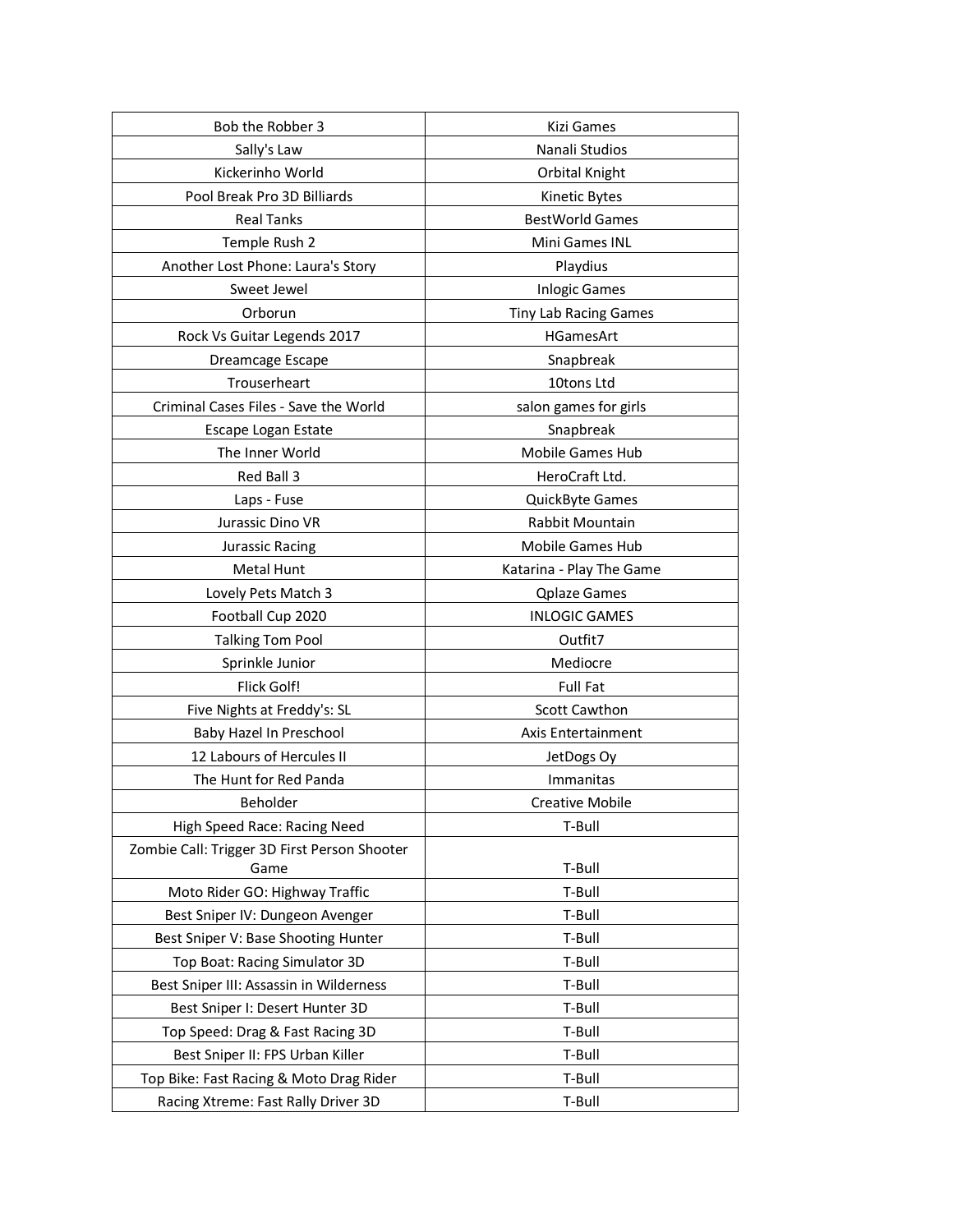| | |
|---|---|
| Bob the Robber 3 | Kizi Games |
| Sally's Law | Nanali Studios |
| Kickerinho World | Orbital Knight |
| Pool Break Pro 3D Billiards | Kinetic Bytes |
| Real Tanks | BestWorld Games |
| Temple Rush 2 | Mini Games INL |
| Another Lost Phone: Laura's Story | Playdius |
| Sweet Jewel | Inlogic Games |
| Orborun | Tiny Lab Racing Games |
| Rock Vs Guitar Legends 2017 | HGamesArt |
| Dreamcage Escape | Snapbreak |
| Trouserheart | 10tons Ltd |
| Criminal Cases Files - Save the World | salon games for girls |
| Escape Logan Estate | Snapbreak |
| The Inner World | Mobile Games Hub |
| Red Ball 3 | HeroCraft Ltd. |
| Laps - Fuse | QuickByte Games |
| Jurassic Dino VR | Rabbit Mountain |
| Jurassic Racing | Mobile Games Hub |
| Metal Hunt | Katarina - Play The Game |
| Lovely Pets Match 3 | Qplaze Games |
| Football Cup 2020 | INLOGIC GAMES |
| Talking Tom Pool | Outfit7 |
| Sprinkle Junior | Mediocre |
| Flick Golf! | Full Fat |
| Five Nights at Freddy's: SL | Scott Cawthon |
| Baby Hazel In Preschool | Axis Entertainment |
| 12 Labours of Hercules II | JetDogs Oy |
| The Hunt for Red Panda | Immanitas |
| Beholder | Creative Mobile |
| High Speed Race: Racing Need | T-Bull |
| Zombie Call: Trigger 3D First Person Shooter Game | T-Bull |
| Moto Rider GO: Highway Traffic | T-Bull |
| Best Sniper IV: Dungeon Avenger | T-Bull |
| Best Sniper V: Base Shooting Hunter | T-Bull |
| Top Boat: Racing Simulator 3D | T-Bull |
| Best Sniper III: Assassin in Wilderness | T-Bull |
| Best Sniper I: Desert Hunter 3D | T-Bull |
| Top Speed: Drag & Fast Racing 3D | T-Bull |
| Best Sniper II: FPS Urban Killer | T-Bull |
| Top Bike: Fast Racing & Moto Drag Rider | T-Bull |
| Racing Xtreme: Fast Rally Driver 3D | T-Bull |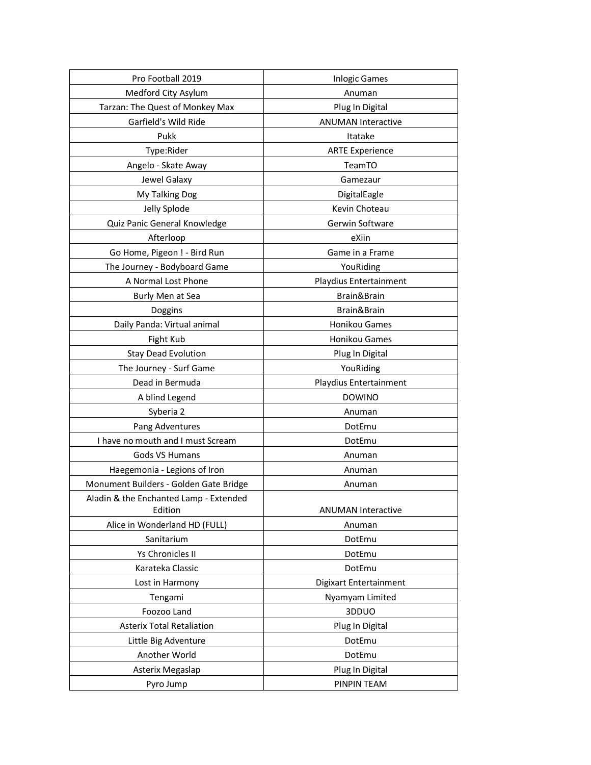| Pro Football 2019 | Inlogic Games |
|---|---|
| Medford City Asylum | Anuman |
| Tarzan: The Quest of Monkey Max | Plug In Digital |
| Garfield's Wild Ride | ANUMAN Interactive |
| Pukk | Itatake |
| Type:Rider | ARTE Experience |
| Angelo - Skate Away | TeamTO |
| Jewel Galaxy | Gamezaur |
| My Talking Dog | DigitalEagle |
| Jelly Splode | Kevin Choteau |
| Quiz Panic General Knowledge | Gerwin Software |
| Afterloop | eXiin |
| Go Home, Pigeon ! - Bird Run | Game in a Frame |
| The Journey - Bodyboard Game | YouRiding |
| A Normal Lost Phone | Playdius Entertainment |
| Burly Men at Sea | Brain&Brain |
| Doggins | Brain&Brain |
| Daily Panda: Virtual animal | Honikou Games |
| Fight Kub | Honikou Games |
| Stay Dead Evolution | Plug In Digital |
| The Journey - Surf Game | YouRiding |
| Dead in Bermuda | Playdius Entertainment |
| A blind Legend | DOWINO |
| Syberia 2 | Anuman |
| Pang Adventures | DotEmu |
| I have no mouth and I must Scream | DotEmu |
| Gods VS Humans | Anuman |
| Haegemonia - Legions of Iron | Anuman |
| Monument Builders - Golden Gate Bridge | Anuman |
| Aladin & the Enchanted Lamp - Extended Edition | ANUMAN Interactive |
| Alice in Wonderland HD (FULL) | Anuman |
| Sanitarium | DotEmu |
| Ys Chronicles II | DotEmu |
| Karateka Classic | DotEmu |
| Lost in Harmony | Digixart Entertainment |
| Tengami | Nyamyam Limited |
| Foozoo Land | 3DDUO |
| Asterix Total Retaliation | Plug In Digital |
| Little Big Adventure | DotEmu |
| Another World | DotEmu |
| Asterix Megaslap | Plug In Digital |
| Pyro Jump | PINPIN TEAM |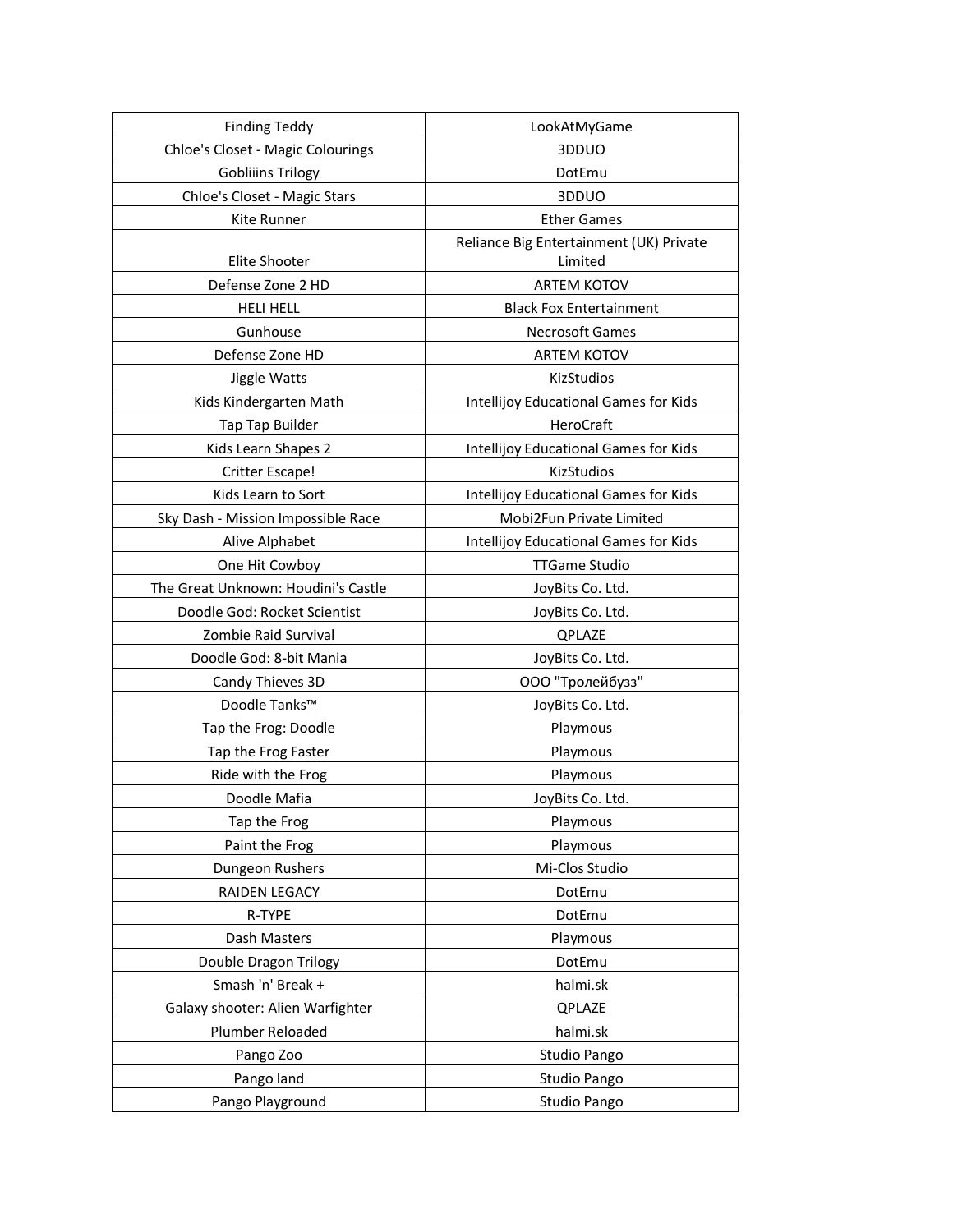| Finding Teddy | LookAtMyGame |
| --- | --- |
| Chloe's Closet - Magic Colourings | 3DDUO |
| Gobliiins Trilogy | DotEmu |
| Chloe's Closet - Magic Stars | 3DDUO |
| Kite Runner | Ether Games |
| Elite Shooter | Reliance Big Entertainment (UK) Private Limited |
| Defense Zone 2 HD | ARTEM KOTOV |
| HELI HELL | Black Fox Entertainment |
| Gunhouse | Necrosoft Games |
| Defense Zone HD | ARTEM KOTOV |
| Jiggle Watts | KizStudios |
| Kids Kindergarten Math | Intellijoy Educational Games for Kids |
| Tap Tap Builder | HeroCraft |
| Kids Learn Shapes 2 | Intellijoy Educational Games for Kids |
| Critter Escape! | KizStudios |
| Kids Learn to Sort | Intellijoy Educational Games for Kids |
| Sky Dash - Mission Impossible Race | Mobi2Fun Private Limited |
| Alive Alphabet | Intellijoy Educational Games for Kids |
| One Hit Cowboy | TTGame Studio |
| The Great Unknown: Houdini's Castle | JoyBits Co. Ltd. |
| Doodle God: Rocket Scientist | JoyBits Co. Ltd. |
| Zombie Raid Survival | QPLAZE |
| Doodle God: 8-bit Mania | JoyBits Co. Ltd. |
| Candy Thieves 3D | ООО "Тролейбузз" |
| Doodle Tanks™ | JoyBits Co. Ltd. |
| Tap the Frog: Doodle | Playmous |
| Tap the Frog Faster | Playmous |
| Ride with the Frog | Playmous |
| Doodle Mafia | JoyBits Co. Ltd. |
| Tap the Frog | Playmous |
| Paint the Frog | Playmous |
| Dungeon Rushers | Mi-Clos Studio |
| RAIDEN LEGACY | DotEmu |
| R-TYPE | DotEmu |
| Dash Masters | Playmous |
| Double Dragon Trilogy | DotEmu |
| Smash 'n' Break + | halmi.sk |
| Galaxy shooter: Alien Warfighter | QPLAZE |
| Plumber Reloaded | halmi.sk |
| Pango Zoo | Studio Pango |
| Pango land | Studio Pango |
| Pango Playground | Studio Pango |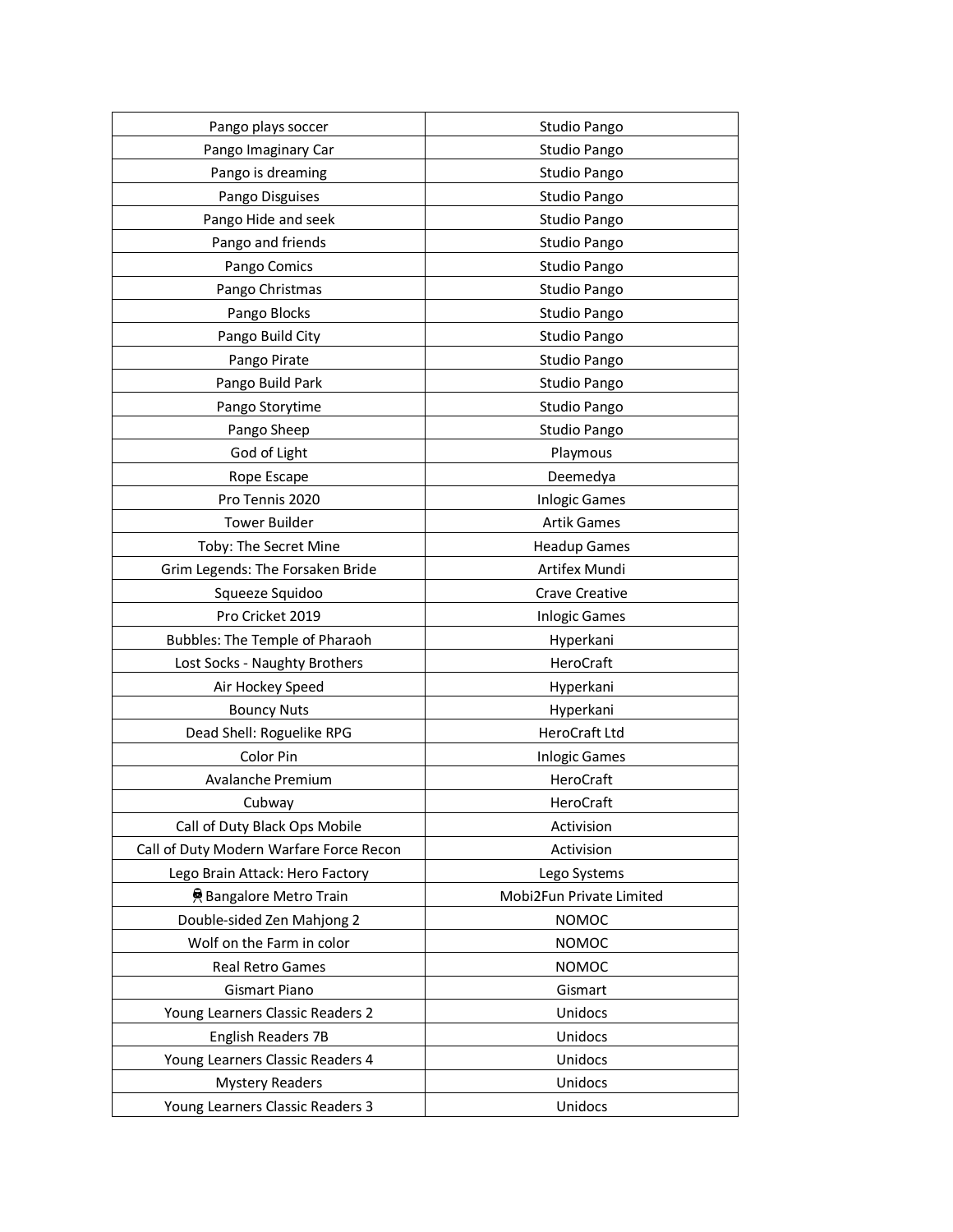| Pango plays soccer | Studio Pango |
|---|---|
| Pango Imaginary Car | Studio Pango |
| Pango is dreaming | Studio Pango |
| Pango Disguises | Studio Pango |
| Pango Hide and seek | Studio Pango |
| Pango and friends | Studio Pango |
| Pango Comics | Studio Pango |
| Pango Christmas | Studio Pango |
| Pango Blocks | Studio Pango |
| Pango Build City | Studio Pango |
| Pango Pirate | Studio Pango |
| Pango Build Park | Studio Pango |
| Pango Storytime | Studio Pango |
| Pango Sheep | Studio Pango |
| God of Light | Playmous |
| Rope Escape | Deemedya |
| Pro Tennis 2020 | Inlogic Games |
| Tower Builder | Artik Games |
| Toby: The Secret Mine | Headup Games |
| Grim Legends: The Forsaken Bride | Artifex Mundi |
| Squeeze Squidoo | Crave Creative |
| Pro Cricket 2019 | Inlogic Games |
| Bubbles: The Temple of Pharaoh | Hyperkani |
| Lost Socks - Naughty Brothers | HeroCraft |
| Air Hockey Speed | Hyperkani |
| Bouncy Nuts | Hyperkani |
| Dead Shell: Roguelike RPG | HeroCraft Ltd |
| Color Pin | Inlogic Games |
| Avalanche Premium | HeroCraft |
| Cubway | HeroCraft |
| Call of Duty Black Ops Mobile | Activision |
| Call of Duty Modern Warfare Force Recon | Activision |
| Lego Brain Attack: Hero Factory | Lego Systems |
| 🚇Bangalore Metro Train | Mobi2Fun Private Limited |
| Double-sided Zen Mahjong 2 | NOMOC |
| Wolf on the Farm in color | NOMOC |
| Real Retro Games | NOMOC |
| Gismart Piano | Gismart |
| Young Learners Classic Readers 2 | Unidocs |
| English Readers 7B | Unidocs |
| Young Learners Classic Readers 4 | Unidocs |
| Mystery Readers | Unidocs |
| Young Learners Classic Readers 3 | Unidocs |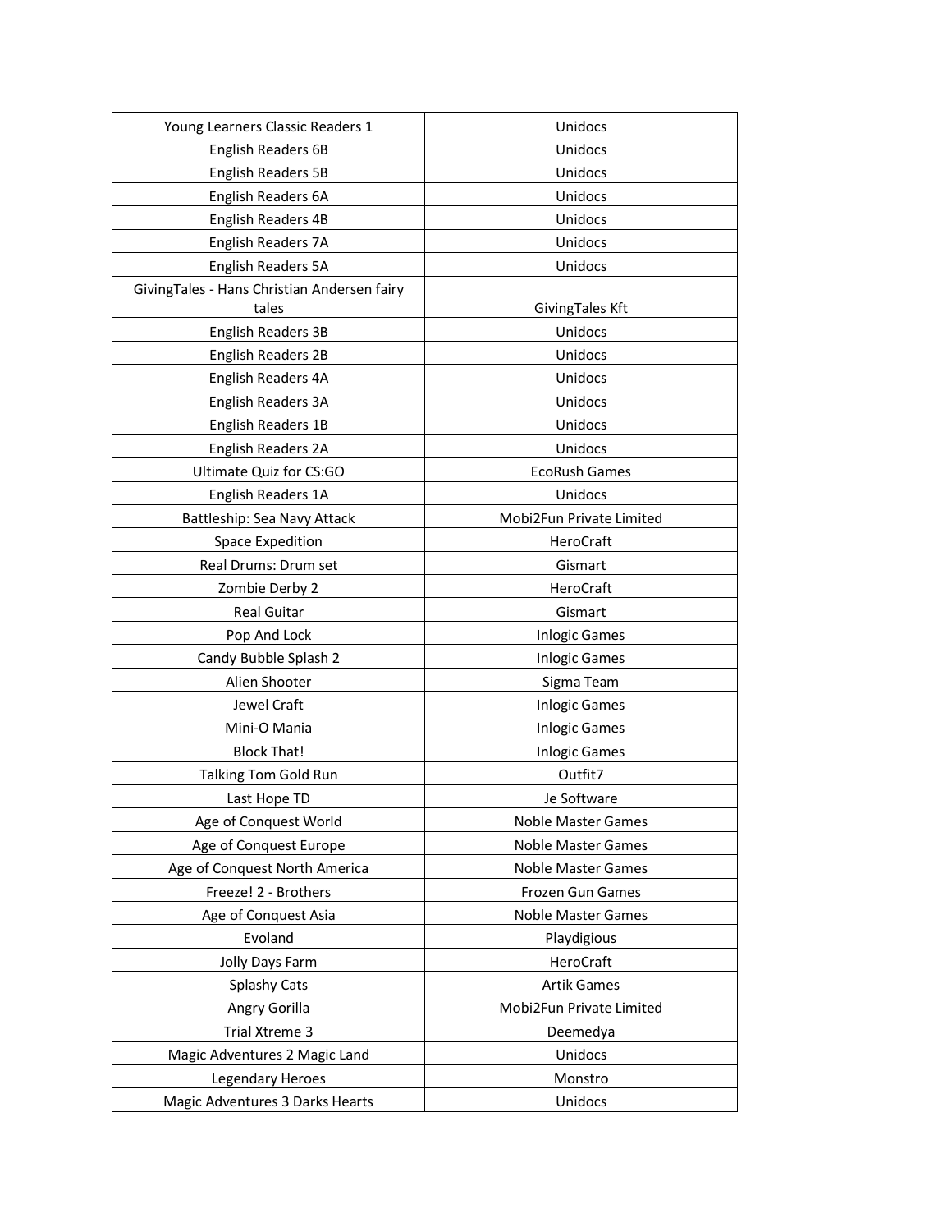| | |
|---|---|
| Young Learners Classic Readers 1 | Unidocs |
| English Readers 6B | Unidocs |
| English Readers 5B | Unidocs |
| English Readers 6A | Unidocs |
| English Readers 4B | Unidocs |
| English Readers 7A | Unidocs |
| English Readers 5A | Unidocs |
| GivingTales - Hans Christian Andersen fairy tales | GivingTales Kft |
| English Readers 3B | Unidocs |
| English Readers 2B | Unidocs |
| English Readers 4A | Unidocs |
| English Readers 3A | Unidocs |
| English Readers 1B | Unidocs |
| English Readers 2A | Unidocs |
| Ultimate Quiz for CS:GO | EcoRush Games |
| English Readers 1A | Unidocs |
| Battleship: Sea Navy Attack | Mobi2Fun Private Limited |
| Space Expedition | HeroCraft |
| Real Drums: Drum set | Gismart |
| Zombie Derby 2 | HeroCraft |
| Real Guitar | Gismart |
| Pop And Lock | Inlogic Games |
| Candy Bubble Splash 2 | Inlogic Games |
| Alien Shooter | Sigma Team |
| Jewel Craft | Inlogic Games |
| Mini-O Mania | Inlogic Games |
| Block That! | Inlogic Games |
| Talking Tom Gold Run | Outfit7 |
| Last Hope TD | Je Software |
| Age of Conquest World | Noble Master Games |
| Age of Conquest Europe | Noble Master Games |
| Age of Conquest North America | Noble Master Games |
| Freeze! 2 - Brothers | Frozen Gun Games |
| Age of Conquest Asia | Noble Master Games |
| Evoland | Playdigious |
| Jolly Days Farm | HeroCraft |
| Splashy Cats | Artik Games |
| Angry Gorilla | Mobi2Fun Private Limited |
| Trial Xtreme 3 | Deemedya |
| Magic Adventures 2 Magic Land | Unidocs |
| Legendary Heroes | Monstro |
| Magic Adventures 3 Darks Hearts | Unidocs |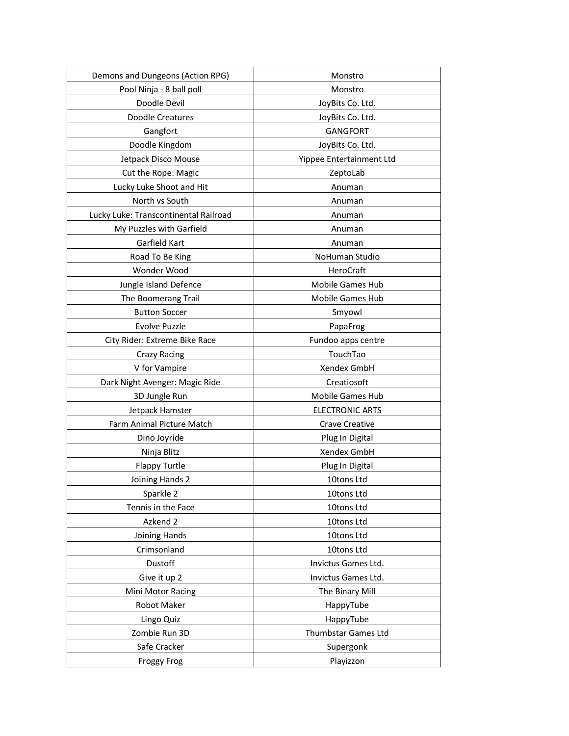| Demons and Dungeons (Action RPG) | Monstro |
|---|---|
| Pool Ninja - 8 ball poll | Monstro |
| Doodle Devil | JoyBits Co. Ltd. |
| Doodle Creatures | JoyBits Co. Ltd. |
| Gangfort | GANGFORT |
| Doodle Kingdom | JoyBits Co. Ltd. |
| Jetpack Disco Mouse | Yippee Entertainment Ltd |
| Cut the Rope: Magic | ZeptoLab |
| Lucky Luke Shoot and Hit | Anuman |
| North vs South | Anuman |
| Lucky Luke: Transcontinental Railroad | Anuman |
| My Puzzles with Garfield | Anuman |
| Garfield Kart | Anuman |
| Road To Be King | NoHuman Studio |
| Wonder Wood | HeroCraft |
| Jungle Island Defence | Mobile Games Hub |
| The Boomerang Trail | Mobile Games Hub |
| Button Soccer | Smyowl |
| Evolve Puzzle | PapaFrog |
| City Rider: Extreme Bike Race | Fundoo apps centre |
| Crazy Racing | TouchTao |
| V for Vampire | Xendex GmbH |
| Dark Night Avenger: Magic Ride | Creatiosoft |
| 3D Jungle Run | Mobile Games Hub |
| Jetpack Hamster | ELECTRONIC ARTS |
| Farm Animal Picture Match | Crave Creative |
| Dino Joyride | Plug In Digital |
| Ninja Blitz | Xendex GmbH |
| Flappy Turtle | Plug In Digital |
| Joining Hands 2 | 10tons Ltd |
| Sparkle 2 | 10tons Ltd |
| Tennis in the Face | 10tons Ltd |
| Azkend 2 | 10tons Ltd |
| Joining Hands | 10tons Ltd |
| Crimsonland | 10tons Ltd |
| Dustoff | Invictus Games Ltd. |
| Give it up 2 | Invictus Games Ltd. |
| Mini Motor Racing | The Binary Mill |
| Robot Maker | HappyTube |
| Lingo Quiz | HappyTube |
| Zombie Run 3D | Thumbstar Games Ltd |
| Safe Cracker | Supergonk |
| Froggy Frog | Playizzon |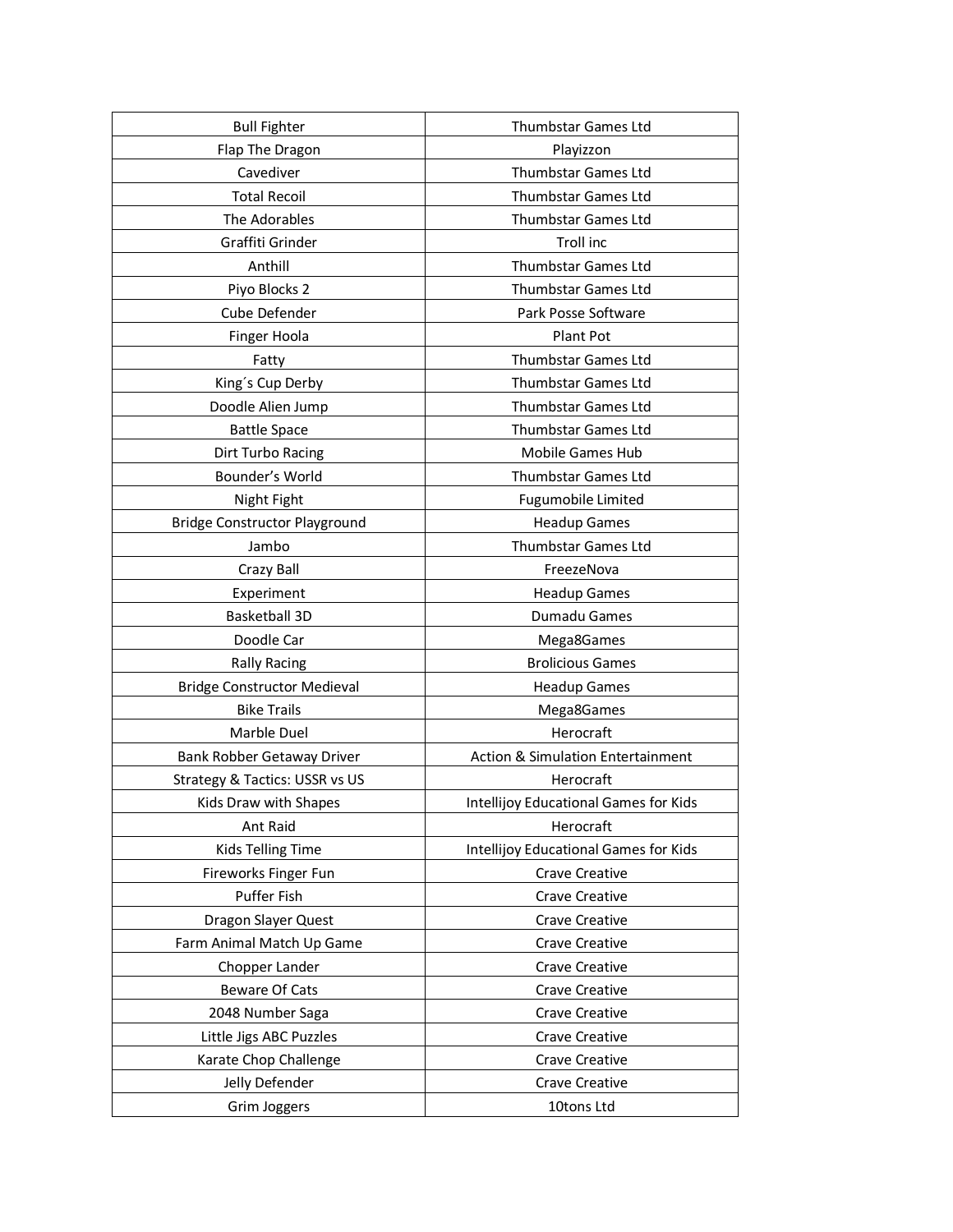| Bull Fighter | Thumbstar Games Ltd |
|---|---|
| Flap The Dragon | Playizzon |
| Cavediver | Thumbstar Games Ltd |
| Total Recoil | Thumbstar Games Ltd |
| The Adorables | Thumbstar Games Ltd |
| Graffiti Grinder | Troll inc |
| Anthill | Thumbstar Games Ltd |
| Piyo Blocks 2 | Thumbstar Games Ltd |
| Cube Defender | Park Posse Software |
| Finger Hoola | Plant Pot |
| Fatty | Thumbstar Games Ltd |
| King´s Cup Derby | Thumbstar Games Ltd |
| Doodle Alien Jump | Thumbstar Games Ltd |
| Battle Space | Thumbstar Games Ltd |
| Dirt Turbo Racing | Mobile Games Hub |
| Bounder's World | Thumbstar Games Ltd |
| Night Fight | Fugumobile Limited |
| Bridge Constructor Playground | Headup Games |
| Jambo | Thumbstar Games Ltd |
| Crazy Ball | FreezeNova |
| Experiment | Headup Games |
| Basketball 3D | Dumadu Games |
| Doodle Car | Mega8Games |
| Rally Racing | Brolicious Games |
| Bridge Constructor Medieval | Headup Games |
| Bike Trails | Mega8Games |
| Marble Duel | Herocraft |
| Bank Robber Getaway Driver | Action & Simulation Entertainment |
| Strategy & Tactics: USSR vs US | Herocraft |
| Kids Draw with Shapes | Intellijoy Educational Games for Kids |
| Ant Raid | Herocraft |
| Kids Telling Time | Intellijoy Educational Games for Kids |
| Fireworks Finger Fun | Crave Creative |
| Puffer Fish | Crave Creative |
| Dragon Slayer Quest | Crave Creative |
| Farm Animal Match Up Game | Crave Creative |
| Chopper Lander | Crave Creative |
| Beware Of Cats | Crave Creative |
| 2048 Number Saga | Crave Creative |
| Little Jigs ABC Puzzles | Crave Creative |
| Karate Chop Challenge | Crave Creative |
| Jelly Defender | Crave Creative |
| Grim Joggers | 10tons Ltd |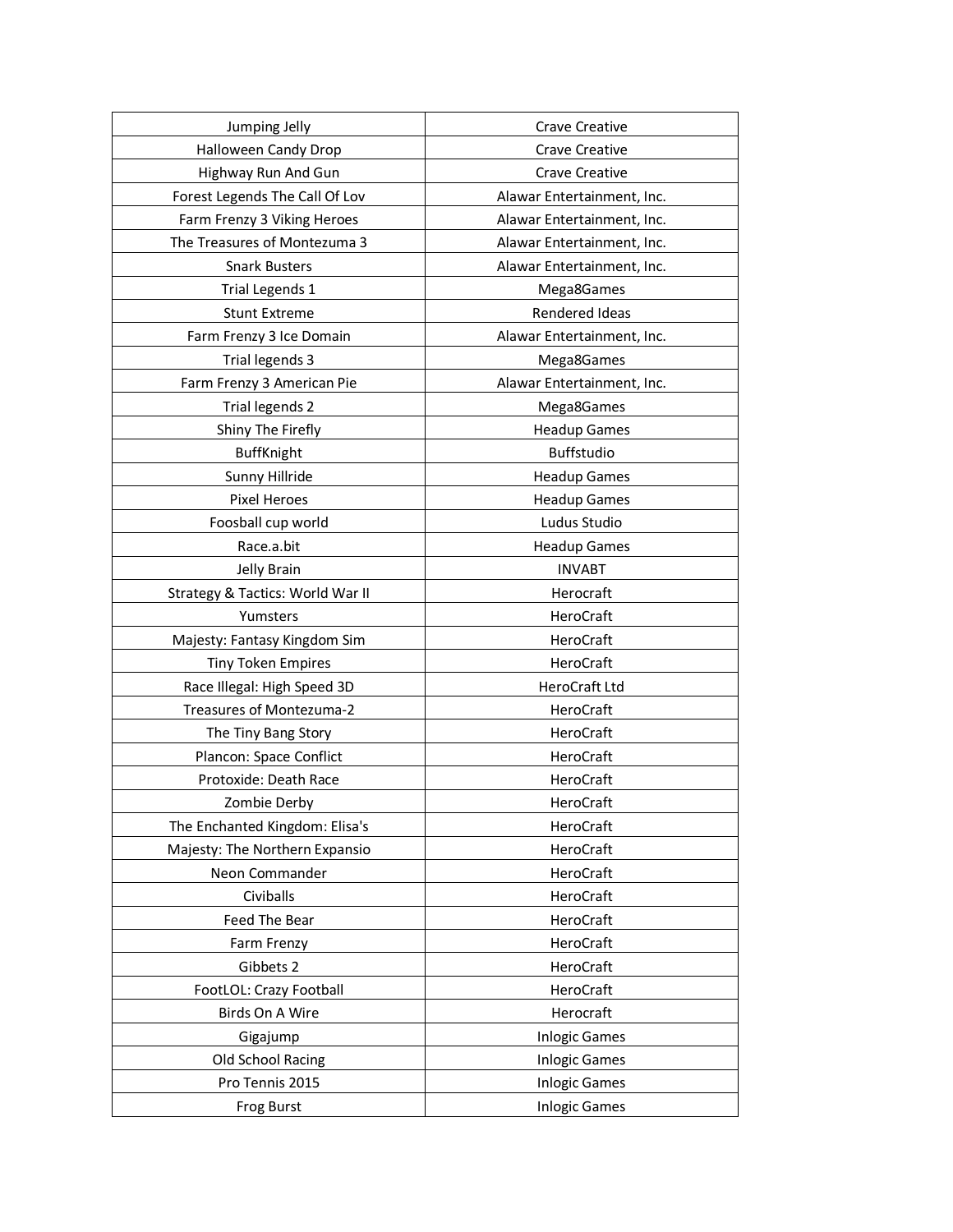| Jumping Jelly | Crave Creative |
|---|---|
| Halloween Candy Drop | Crave Creative |
| Highway Run And Gun | Crave Creative |
| Forest Legends The Call Of Lov | Alawar Entertainment, Inc. |
| Farm Frenzy 3 Viking Heroes | Alawar Entertainment, Inc. |
| The Treasures of Montezuma 3 | Alawar Entertainment, Inc. |
| Snark Busters | Alawar Entertainment, Inc. |
| Trial Legends 1 | Mega8Games |
| Stunt Extreme | Rendered Ideas |
| Farm Frenzy 3 Ice Domain | Alawar Entertainment, Inc. |
| Trial legends 3 | Mega8Games |
| Farm Frenzy 3 American Pie | Alawar Entertainment, Inc. |
| Trial legends 2 | Mega8Games |
| Shiny The Firefly | Headup Games |
| BuffKnight | Buffstudio |
| Sunny Hillride | Headup Games |
| Pixel Heroes | Headup Games |
| Foosball cup world | Ludus Studio |
| Race.a.bit | Headup Games |
| Jelly Brain | INVABT |
| Strategy & Tactics: World War II | Herocraft |
| Yumsters | HeroCraft |
| Majesty: Fantasy Kingdom Sim | HeroCraft |
| Tiny Token Empires | HeroCraft |
| Race Illegal: High Speed 3D | HeroCraft Ltd |
| Treasures of Montezuma-2 | HeroCraft |
| The Tiny Bang Story | HeroCraft |
| Plancon: Space Conflict | HeroCraft |
| Protoxide: Death Race | HeroCraft |
| Zombie Derby | HeroCraft |
| The Enchanted Kingdom: Elisa's | HeroCraft |
| Majesty: The Northern Expansio | HeroCraft |
| Neon Commander | HeroCraft |
| Civiballs | HeroCraft |
| Feed The Bear | HeroCraft |
| Farm Frenzy | HeroCraft |
| Gibbets 2 | HeroCraft |
| FootLOL: Crazy Football | HeroCraft |
| Birds On A Wire | Herocraft |
| Gigajump | Inlogic Games |
| Old School Racing | Inlogic Games |
| Pro Tennis 2015 | Inlogic Games |
| Frog Burst | Inlogic Games |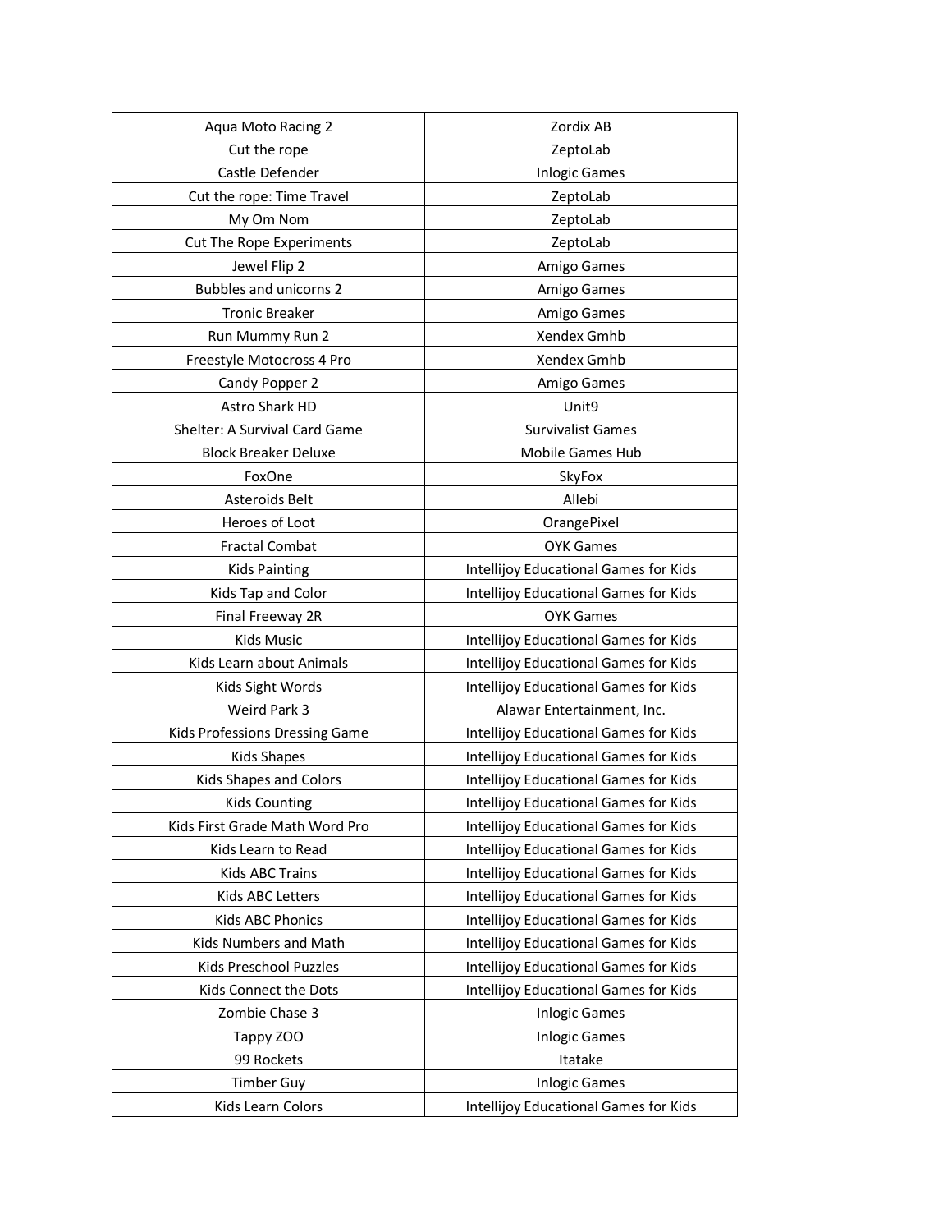| Aqua Moto Racing 2 | Zordix AB |
|---|---|
| Cut the rope | ZeptoLab |
| Castle Defender | Inlogic Games |
| Cut the rope: Time Travel | ZeptoLab |
| My Om Nom | ZeptoLab |
| Cut The Rope Experiments | ZeptoLab |
| Jewel Flip 2 | Amigo Games |
| Bubbles and unicorns 2 | Amigo Games |
| Tronic Breaker | Amigo Games |
| Run Mummy Run 2 | Xendex Gmhb |
| Freestyle Motocross 4 Pro | Xendex Gmhb |
| Candy Popper 2 | Amigo Games |
| Astro Shark HD | Unit9 |
| Shelter: A Survival Card Game | Survivalist Games |
| Block Breaker Deluxe | Mobile Games Hub |
| FoxOne | SkyFox |
| Asteroids Belt | Allebi |
| Heroes of Loot | OrangePixel |
| Fractal Combat | OYK Games |
| Kids Painting | Intellijoy Educational Games for Kids |
| Kids Tap and Color | Intellijoy Educational Games for Kids |
| Final Freeway 2R | OYK Games |
| Kids Music | Intellijoy Educational Games for Kids |
| Kids Learn about Animals | Intellijoy Educational Games for Kids |
| Kids Sight Words | Intellijoy Educational Games for Kids |
| Weird Park 3 | Alawar Entertainment, Inc. |
| Kids Professions Dressing Game | Intellijoy Educational Games for Kids |
| Kids Shapes | Intellijoy Educational Games for Kids |
| Kids Shapes and Colors | Intellijoy Educational Games for Kids |
| Kids Counting | Intellijoy Educational Games for Kids |
| Kids First Grade Math Word Pro | Intellijoy Educational Games for Kids |
| Kids Learn to Read | Intellijoy Educational Games for Kids |
| Kids ABC Trains | Intellijoy Educational Games for Kids |
| Kids ABC Letters | Intellijoy Educational Games for Kids |
| Kids ABC Phonics | Intellijoy Educational Games for Kids |
| Kids Numbers and Math | Intellijoy Educational Games for Kids |
| Kids Preschool Puzzles | Intellijoy Educational Games for Kids |
| Kids Connect the Dots | Intellijoy Educational Games for Kids |
| Zombie Chase 3 | Inlogic Games |
| Tappy ZOO | Inlogic Games |
| 99 Rockets | Itatake |
| Timber Guy | Inlogic Games |
| Kids Learn Colors | Intellijoy Educational Games for Kids |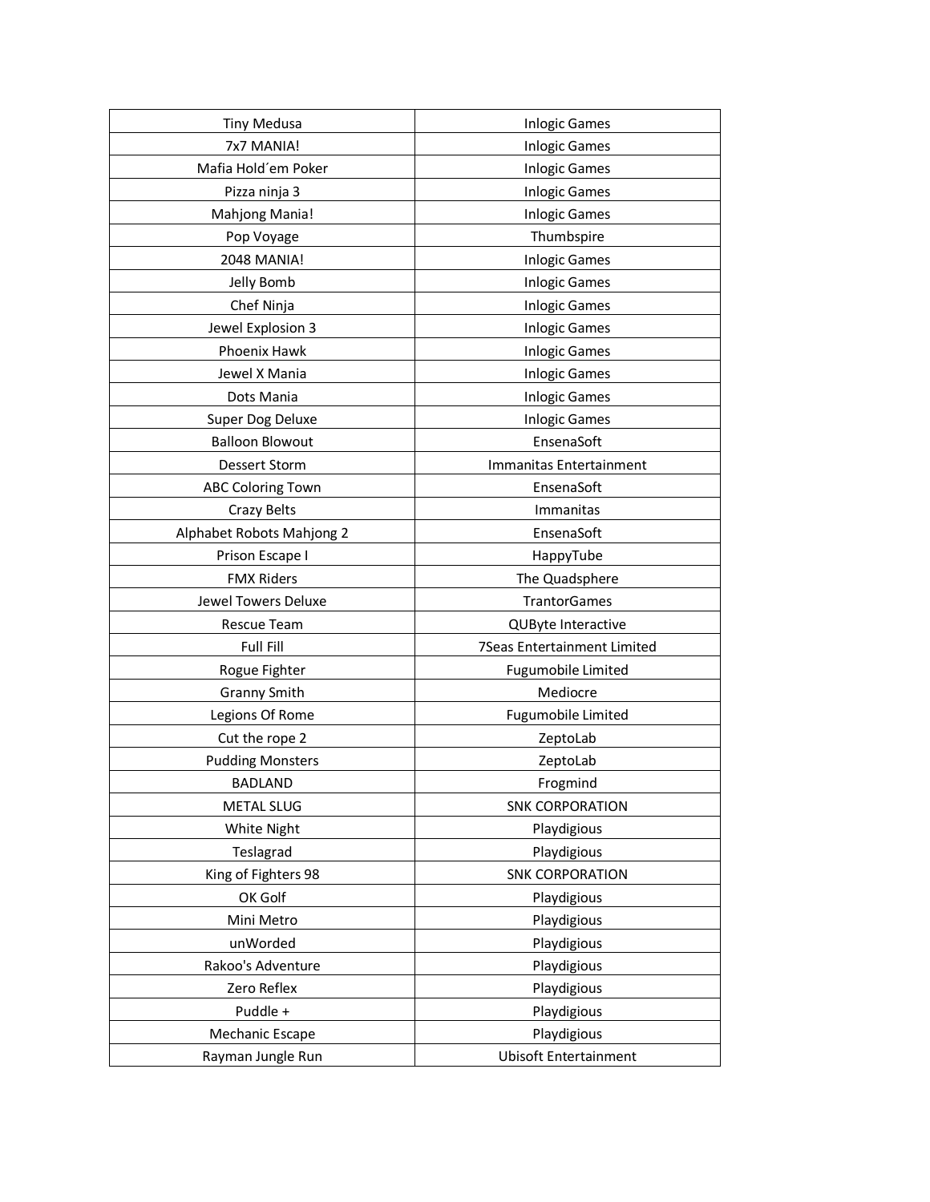| | |
|---|---|
| Tiny Medusa | Inlogic Games |
| 7x7 MANIA! | Inlogic Games |
| Mafia Hold´em Poker | Inlogic Games |
| Pizza ninja 3 | Inlogic Games |
| Mahjong Mania! | Inlogic Games |
| Pop Voyage | Thumbspire |
| 2048 MANIA! | Inlogic Games |
| Jelly Bomb | Inlogic Games |
| Chef Ninja | Inlogic Games |
| Jewel Explosion 3 | Inlogic Games |
| Phoenix Hawk | Inlogic Games |
| Jewel X Mania | Inlogic Games |
| Dots Mania | Inlogic Games |
| Super Dog Deluxe | Inlogic Games |
| Balloon Blowout | EnsenaSoft |
| Dessert Storm | Immanitas Entertainment |
| ABC Coloring Town | EnsenaSoft |
| Crazy Belts | Immanitas |
| Alphabet Robots Mahjong 2 | EnsenaSoft |
| Prison Escape I | HappyTube |
| FMX Riders | The Quadsphere |
| Jewel Towers Deluxe | TrantorGames |
| Rescue Team | QUByte Interactive |
| Full Fill | 7Seas Entertainment Limited |
| Rogue Fighter | Fugumobile Limited |
| Granny Smith | Mediocre |
| Legions Of Rome | Fugumobile Limited |
| Cut the rope 2 | ZeptoLab |
| Pudding Monsters | ZeptoLab |
| BADLAND | Frogmind |
| METAL SLUG | SNK CORPORATION |
| White Night | Playdigious |
| Teslagrad | Playdigious |
| King of Fighters 98 | SNK CORPORATION |
| OK Golf | Playdigious |
| Mini Metro | Playdigious |
| unWorded | Playdigious |
| Rakoo's Adventure | Playdigious |
| Zero Reflex | Playdigious |
| Puddle + | Playdigious |
| Mechanic Escape | Playdigious |
| Rayman Jungle Run | Ubisoft Entertainment |